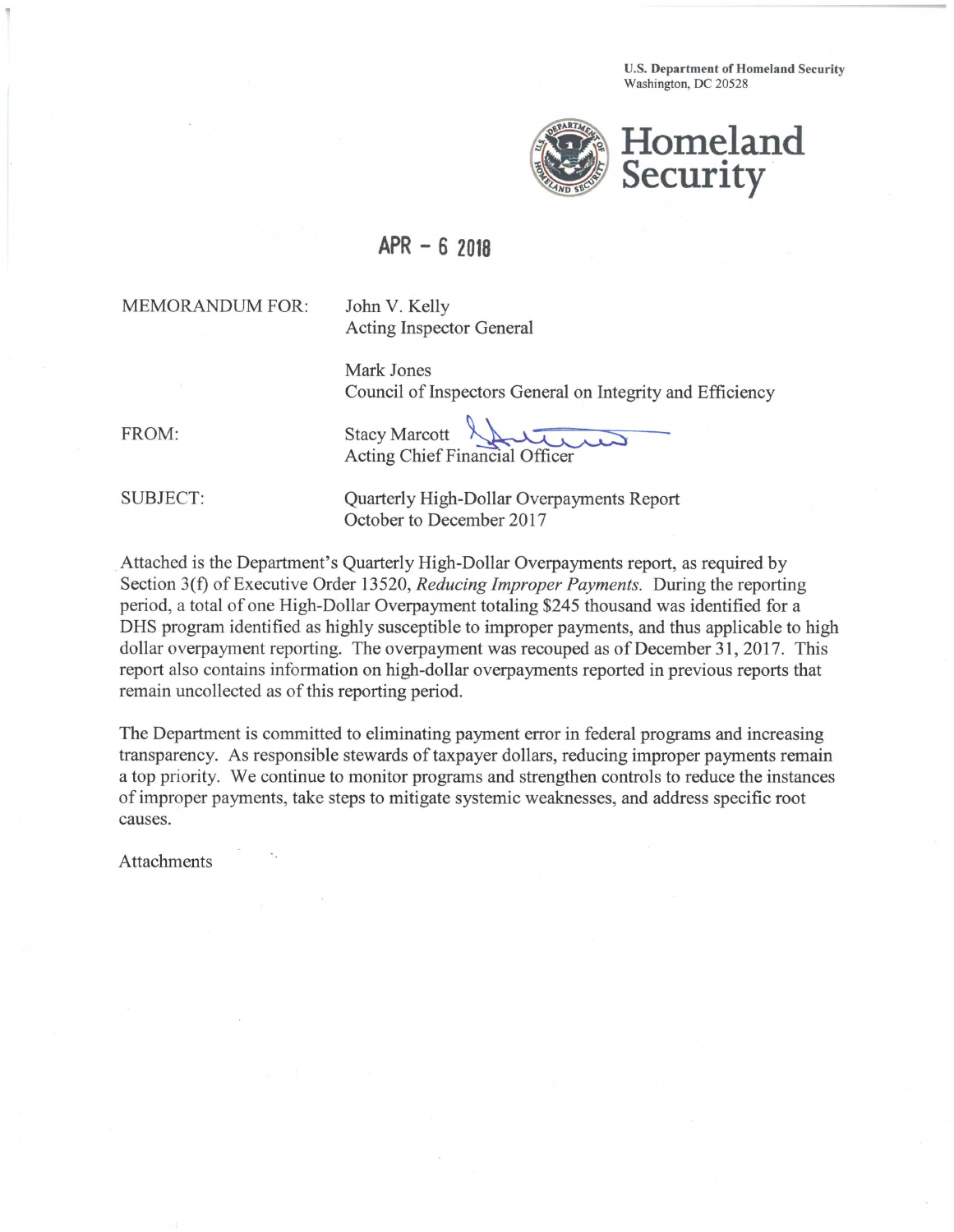U.S. Department of Homeland Security
Washington, DC 20528

# Homeland Security

APR - 6 2018

MEMORANDUM FOR: John V. Kelly
Acting Inspector General

Mark Jones
Council of Inspectors General on Integrity and Efficiency

FROM: Stacy Marcott
Acting Chief Financial Officer

SUBJECT: Quarterly High-Dollar Overpayments Report
October to December 2017

Attached is the Department's Quarterly High-Dollar Overpayments report, as required by Section 3(f) of Executive Order 13520, *Reducing Improper Payments*. During the reporting period, a total of one High-Dollar Overpayment totaling $245 thousand was identified for a DHS program identified as highly susceptible to improper payments, and thus applicable to high dollar overpayment reporting. The overpayment was recouped as of December 31, 2017. This report also contains information on high-dollar overpayments reported in previous reports that remain uncollected as of this reporting period.

The Department is committed to eliminating payment error in federal programs and increasing transparency. As responsible stewards of taxpayer dollars, reducing improper payments remain a top priority. We continue to monitor programs and strengthen controls to reduce the instances of improper payments, take steps to mitigate systemic weaknesses, and address specific root causes.

Attachments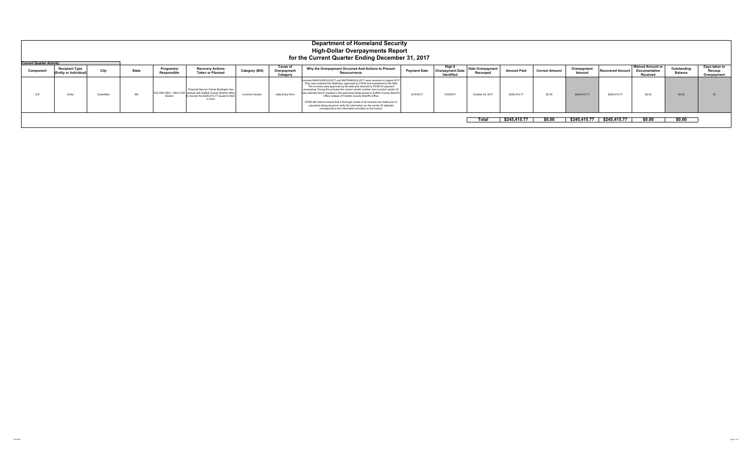# Department of Homeland Security
## High-Dollar Overpayments Report
### for the Current Quarter Ending December 31, 2017

**Current Quarter Activity**

| Component | Recipient Type (Entity or Individual) | City | State | Program(s) Responsible | Recovery Actions Taken or Planned | Category (Bill) | Cause of Overpayment Category | Why the Overpayment Occurred And Actions to Prevent Reoccurrence | Payment Date | High $ Overpayment Date Identified | Date Overpayment Recouped | Amount Paid | Correct Amount | Overpayment Amount | Recovered Amount | Waived Amount or Documentation Received | Outstanding Balance | Days taken to Recoup Overpayment |
|---|---|---|---|---|---|---|---|---|---|---|---|---|---|---|---|---|---|---|
| ICE | Entity | Greenfield | MA | ICE DRO FBO - DRO FOD Boston | Financial Service Center Burlington has worked with Suffolk County Sheriffs office to recover the $245,415.77 issued to them in error | Incorrect Vendor | Data Entry Error | Invoices MAHOUSEJUL2017 and MATRANSJUL2017 were received in August 2017. They were entered into WebView, approved by FSCB and transferred to the field. The invoices were approved by the field and returned to FSCB for payment processing. During this process the correct vendor number, but incorrect vendor ID was selected which resulted in the payments being issued to Suffolk County Sheriff's Office instead of Franklin County Sheriff's Office. FSCB will need to ensure that a thorough review of all invoices are made prior to payments being issued to verify the information on the vendor ID selected corresponds to the information provided on the invoice. | 8/10/2017 | 10/4/2017 | October 24, 2017 | $245,415.77 | $0.00 | $245,415.77 | $245,415.77 | $0.00 | $0.00 | 20 |
| | | | | | | | | | | | **Total** | **$245,415.77** | **$0.00** | **$245,415.77** | **$245,415.77** | **$0.00** | **$0.00** | |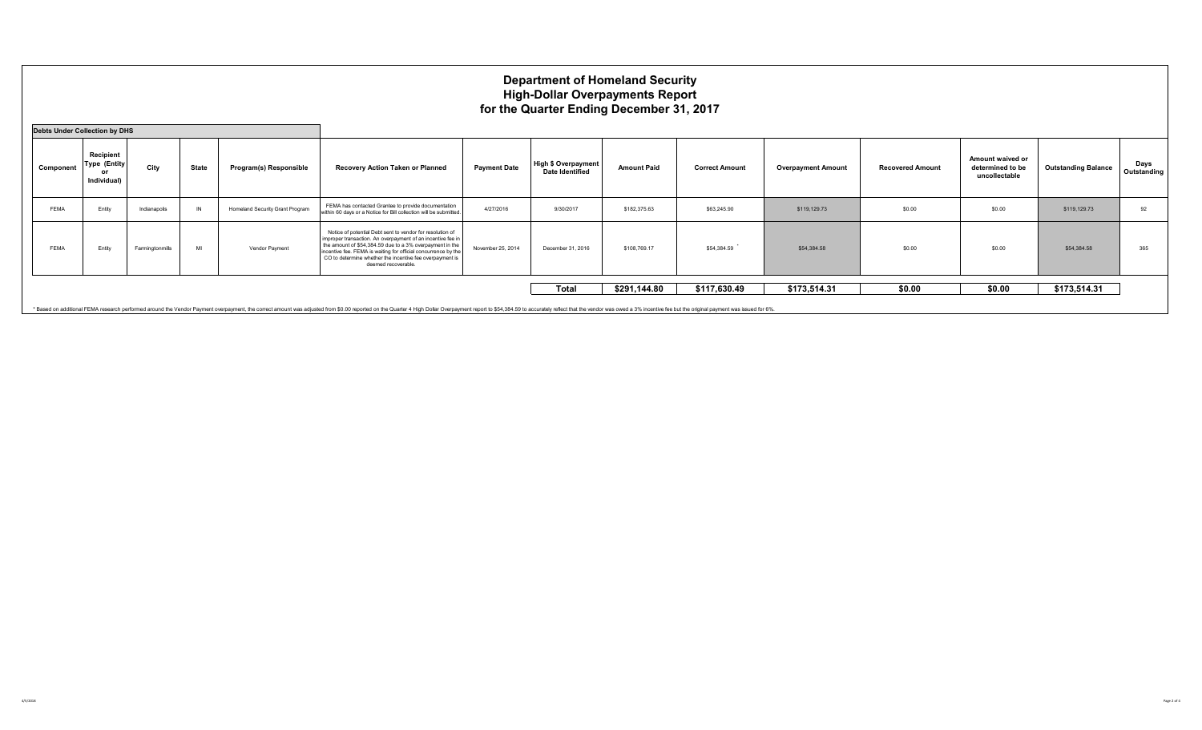# Department of Homeland Security
## High-Dollar Overpayments Report
### for the Quarter Ending December 31, 2017

**Debts Under Collection by DHS**

| Component | Recipient Type (Entity or Individual) | City | State | Program(s) Responsible | Recovery Action Taken or Planned | Payment Date | High $ Overpayment Date Identified | Amount Paid | Correct Amount | Overpayment Amount | Recovered Amount | Amount waived or determined to be uncollectable | Outstanding Balance | Days Outstanding |
|---|---|---|---|---|---|---|---|---|---|---|---|---|---|---|
| FEMA | Entity | Indianapolis | IN | Homeland Security Grant Program | FEMA has contacted Grantee to provide documentation within 60 days or a Notice for Bill collection will be submitted. | 4/27/2016 | 9/30/2017 | $182,375.63 | $63,245.90 | $119,129.73 | $0.00 | $0.00 | $119,129.73 | 92 |
| FEMA | Entity | Farmingtonmills | MI | Vendor Payment | Notice of potential Debt sent to vendor for resolution of improper transaction. An overpayment of an incentive fee in the amount of $54,384.59 due to a 3% overpayment in the incentive fee. FEMA is waiting for official concurrence by the CO to determine whether the incentive fee overpayment is deemed recoverable. | November 25, 2014 | December 31, 2016 | $108,769.17 | $54,384.59 * | $54,384.58 | $0.00 | $0.00 | $54,384.58 | 365 |
| | | | | | | | **Total** | **$291,144.80** | **$117,630.49** | **$173,514.31** | **$0.00** | **$0.00** | **$173,514.31** | |

* Based on additional FEMA research performed around the Vendor Payment overpayment, the correct amount was adjusted from $0.00 reported on the Quarter 4 High Dollar Overpayment report to $54,384.59 to accurately reflect that the vendor was owed a 3% incentive fee but the original payment was issued for 6%.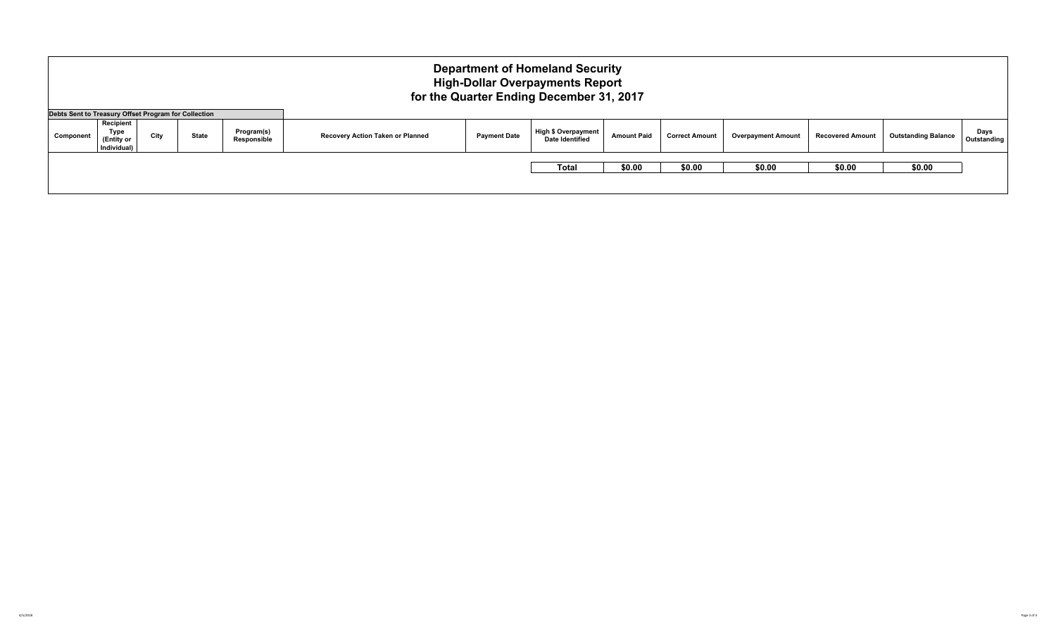# Department of Homeland Security
## High-Dollar Overpayments Report
### for the Quarter Ending December 31, 2017

**Debts Sent to Treasury Offset Program for Collection**

| Component | Recipient Type (Entity or Individual) | City | State | Program(s) Responsible | Recovery Action Taken or Planned | Payment Date | High $ Overpayment Date Identified | Amount Paid | Correct Amount | Overpayment Amount | Recovered Amount | Outstanding Balance | Days Outstanding |
|---|---|---|---|---|---|---|---|---|---|---|---|---|---|
| | | | | | | | **Total** | **$0.00** | **$0.00** | **$0.00** | **$0.00** | **$0.00** | |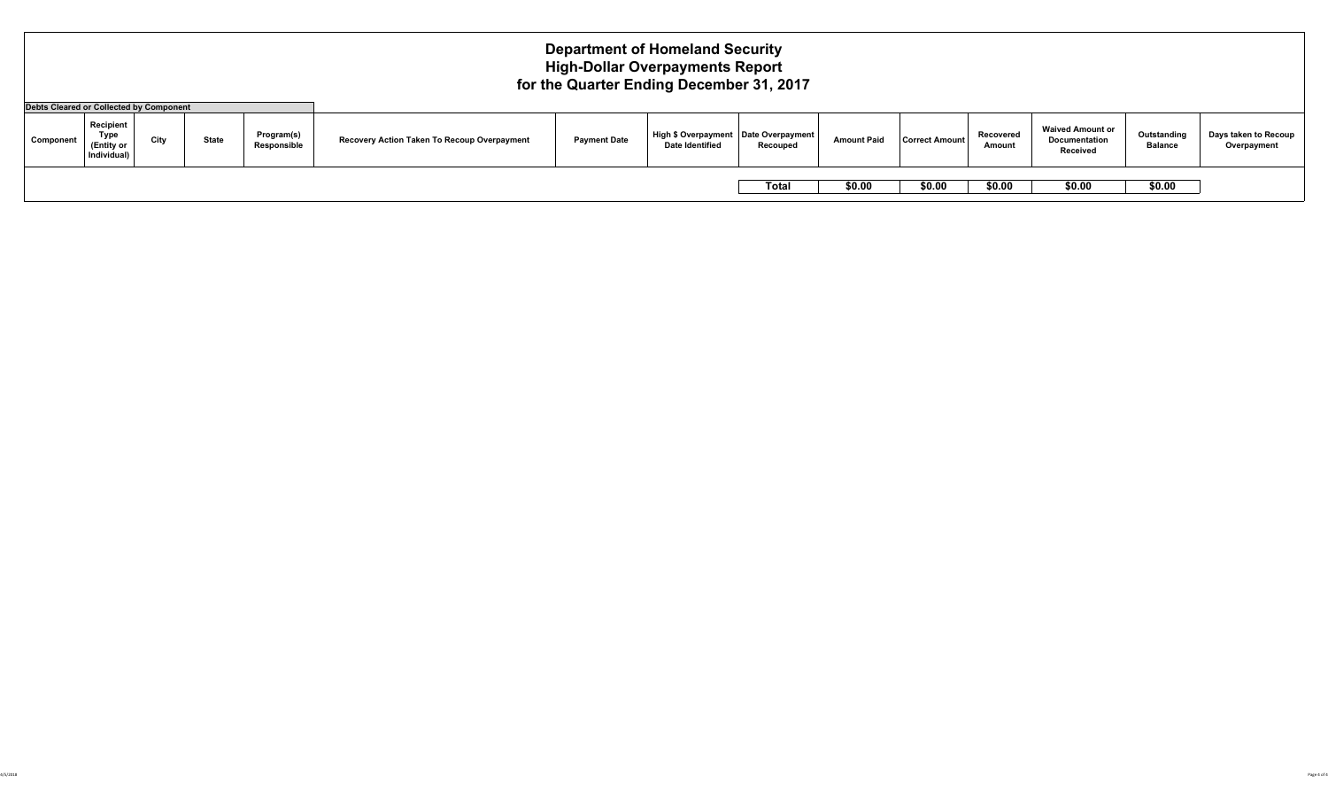# Department of Homeland Security
## High-Dollar Overpayments Report
## for the Quarter Ending December 31, 2017

**Debts Cleared or Collected by Component**

| Component | Recipient Type (Entity or Individual) | City | State | Program(s) Responsible | Recovery Action Taken To Recoup Overpayment | Payment Date | High $ Overpayment Date Identified | Date Overpayment Recouped | Amount Paid | Correct Amount | Recovered Amount | Waived Amount or Documentation Received | Outstanding Balance | Days taken to Recoup Overpayment |
|---|---|---|---|---|---|---|---|---|---|---|---|---|---|---|
| | | | | | | | | **Total** | **$0.00** | **$0.00** | **$0.00** | **$0.00** | **$0.00** | |